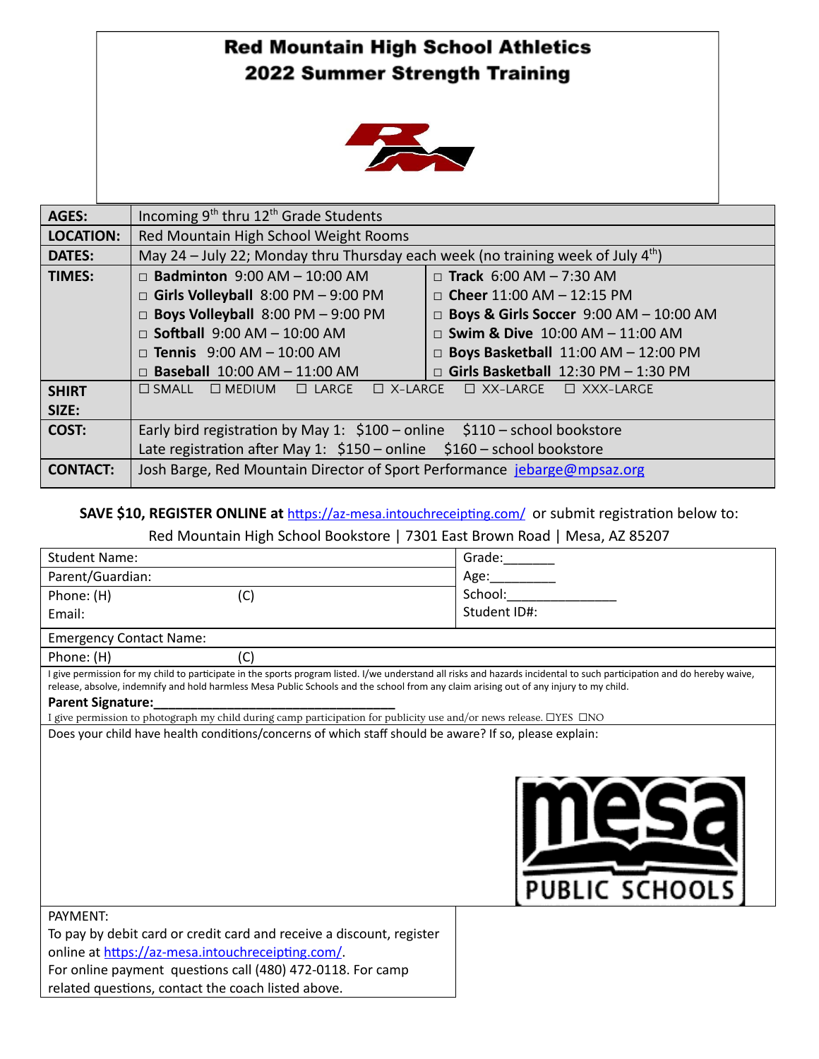# Red Mountain High School Athletics
## 2022 Summer Strength Training

| | | |
|---|---|---|
| **AGES:** | Incoming 9th thru 12th Grade Students | |
| **LOCATION:** | Red Mountain High School Weight Rooms | |
| **DATES:** | May 24 – July 22; Monday thru Thursday each week (no training week of July 4th) | |
| **TIMES:** | □ **Badminton** 9:00 AM – 10:00 AM | □ **Track** 6:00 AM – 7:30 AM |
| | □ **Girls Volleyball** 8:00 PM – 9:00 PM | □ **Cheer** 11:00 AM – 12:15 PM |
| | □ **Boys Volleyball** 8:00 PM – 9:00 PM | □ **Boys & Girls Soccer** 9:00 AM – 10:00 AM |
| | □ **Softball** 9:00 AM – 10:00 AM | □ **Swim & Dive** 10:00 AM – 11:00 AM |
| | □ **Tennis** 9:00 AM – 10:00 AM | □ **Boys Basketball** 11:00 AM – 12:00 PM |
| | □ **Baseball** 10:00 AM – 11:00 AM | □ **Girls Basketball** 12:30 PM – 1:30 PM |
| **SHIRT SIZE:** | ☐ SMALL ☐ MEDIUM ☐ LARGE ☐ X-LARGE ☐ XX-LARGE ☐ XXX-LARGE | |
| **COST:** | Early bird registration by May 1: $100 – online $110 – school bookstore<br>Late registration after May 1: $150 – online $160 – school bookstore | |
| **CONTACT:** | Josh Barge, Red Mountain Director of Sport Performance jebarge@mpsaz.org | |

**SAVE $10, REGISTER ONLINE at** https://az-mesa.intouchreceipting.com/ or submit registration below to:

Red Mountain High School Bookstore | 7301 East Brown Road | Mesa, AZ 85207

| | |
|---|---|
| Student Name: | Grade:_______ |
| Parent/Guardian: | Age:_________ |
| Phone: (H) (C) | School:_______________ |
| Email: | Student ID#: |

Emergency Contact Name:

Phone: (H) (C)

I give permission for my child to participate in the sports program listed. I/we understand all risks and hazards incidental to such participation and do hereby waive, release, absolve, indemnify and hold harmless Mesa Public Schools and the school from any claim arising out of any injury to my child.

**Parent Signature:___________________________________**

I give permission to photograph my child during camp participation for publicity use and/or news release. ☐YES ☐NO

Does your child have health conditions/concerns of which staff should be aware? If so, please explain:

mesa PUBLIC SCHOOLS

PAYMENT:
To pay by debit card or credit card and receive a discount, register online at https://az-mesa.intouchreceipting.com/.
For online payment questions call (480) 472-0118. For camp related questions, contact the coach listed above.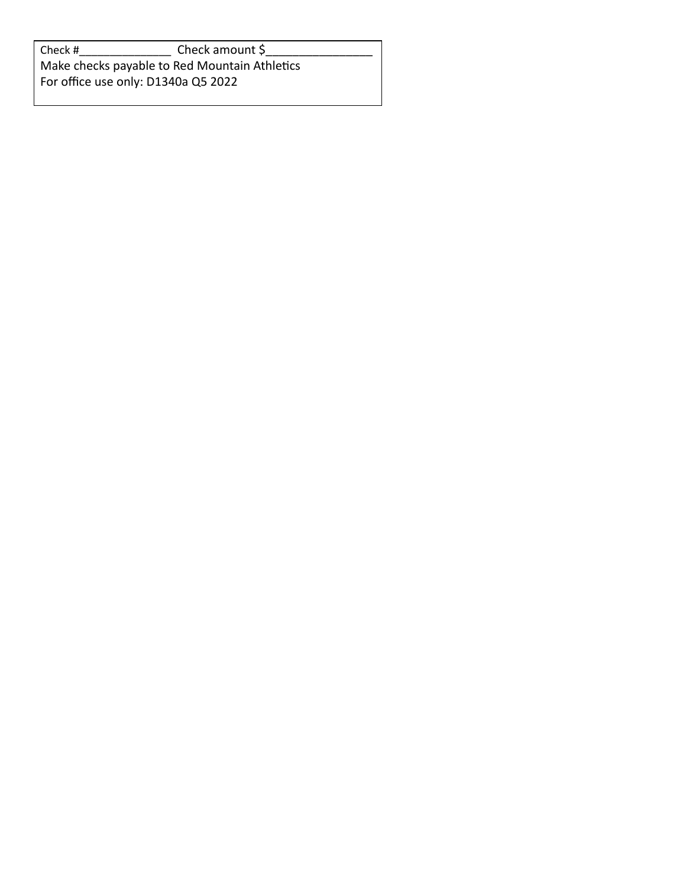Check #_______________ Check amount $_________________

Make checks payable to Red Mountain Athletics

For office use only: D1340a Q5 2022